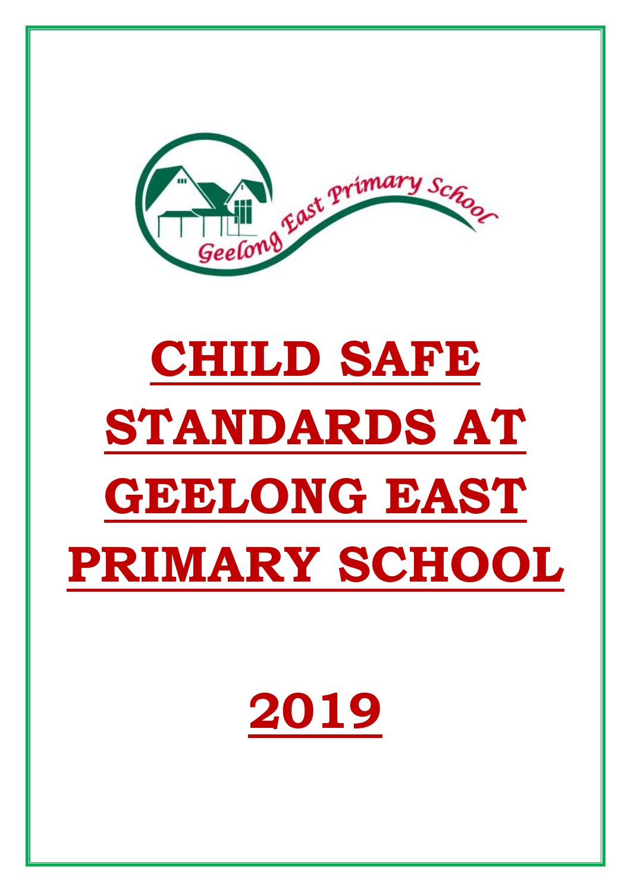# CHILD SAFE STANDARDS AT GEELONG EAST PRIMARY SCHOOL

# 2019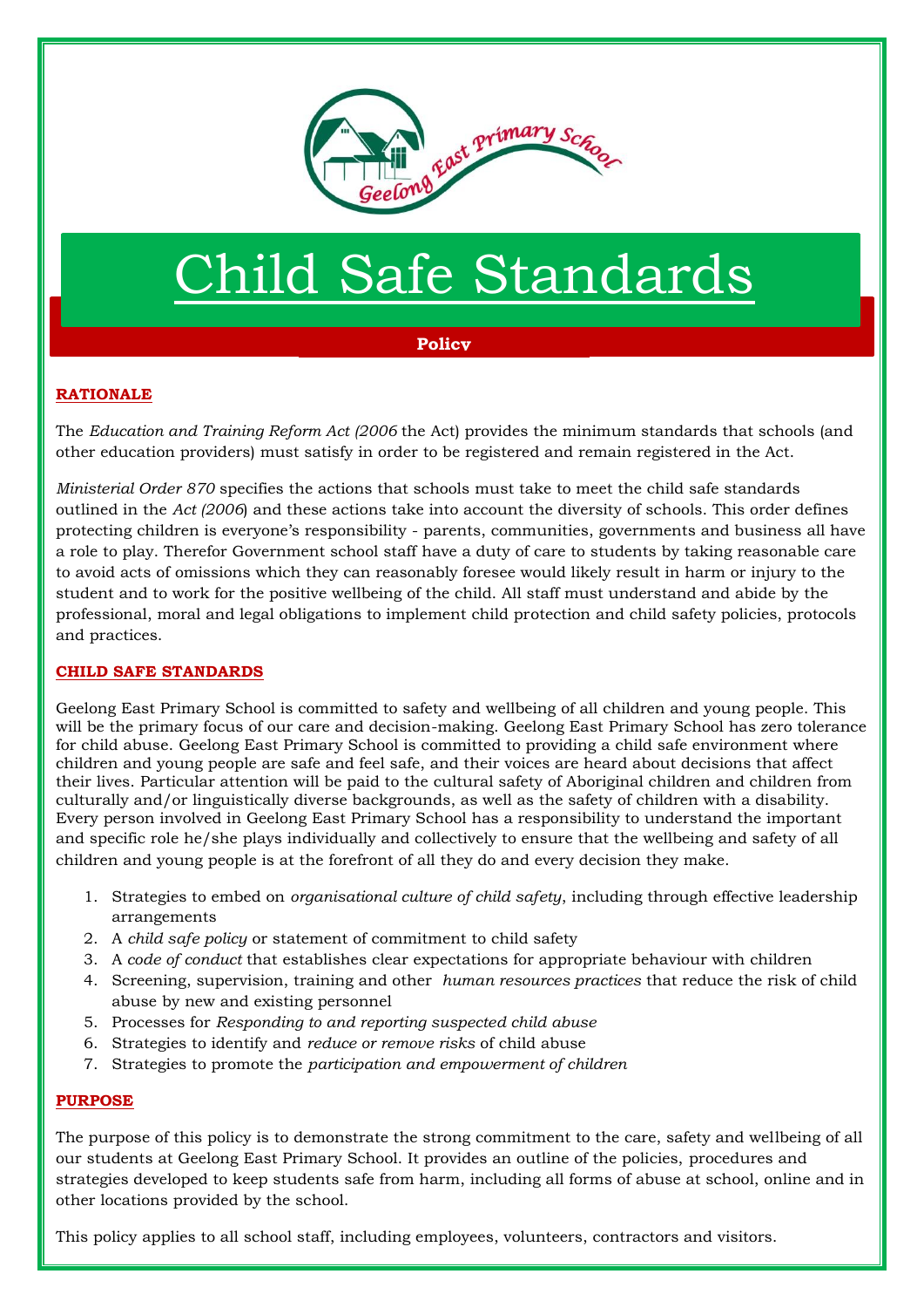# Child Safe Standards

**Policy**

## RATIONALE

The *Education and Training Reform Act (2006* the Act) provides the minimum standards that schools (and other education providers) must satisfy in order to be registered and remain registered in the Act.

*Ministerial Order 870* specifies the actions that schools must take to meet the child safe standards outlined in the *Act (2006*) and these actions take into account the diversity of schools. This order defines protecting children is everyone's responsibility - parents, communities, governments and business all have a role to play. Therefor Government school staff have a duty of care to students by taking reasonable care to avoid acts of omissions which they can reasonably foresee would likely result in harm or injury to the student and to work for the positive wellbeing of the child. All staff must understand and abide by the professional, moral and legal obligations to implement child protection and child safety policies, protocols and practices.

## CHILD SAFE STANDARDS

Geelong East Primary School is committed to safety and wellbeing of all children and young people. This will be the primary focus of our care and decision-making. Geelong East Primary School has zero tolerance for child abuse. Geelong East Primary School is committed to providing a child safe environment where children and young people are safe and feel safe, and their voices are heard about decisions that affect their lives. Particular attention will be paid to the cultural safety of Aboriginal children and children from culturally and/or linguistically diverse backgrounds, as well as the safety of children with a disability. Every person involved in Geelong East Primary School has a responsibility to understand the important and specific role he/she plays individually and collectively to ensure that the wellbeing and safety of all children and young people is at the forefront of all they do and every decision they make.

1. Strategies to embed on *organisational culture of child safety*, including through effective leadership arrangements
2. A *child safe policy* or statement of commitment to child safety
3. A *code of conduct* that establishes clear expectations for appropriate behaviour with children
4. Screening, supervision, training and other *human resources practices* that reduce the risk of child abuse by new and existing personnel
5. Processes for *Responding to and reporting suspected child abuse*
6. Strategies to identify and *reduce or remove risks* of child abuse
7. Strategies to promote the *participation and empowerment of children*

## PURPOSE

The purpose of this policy is to demonstrate the strong commitment to the care, safety and wellbeing of all our students at Geelong East Primary School. It provides an outline of the policies, procedures and strategies developed to keep students safe from harm, including all forms of abuse at school, online and in other locations provided by the school.

This policy applies to all school staff, including employees, volunteers, contractors and visitors.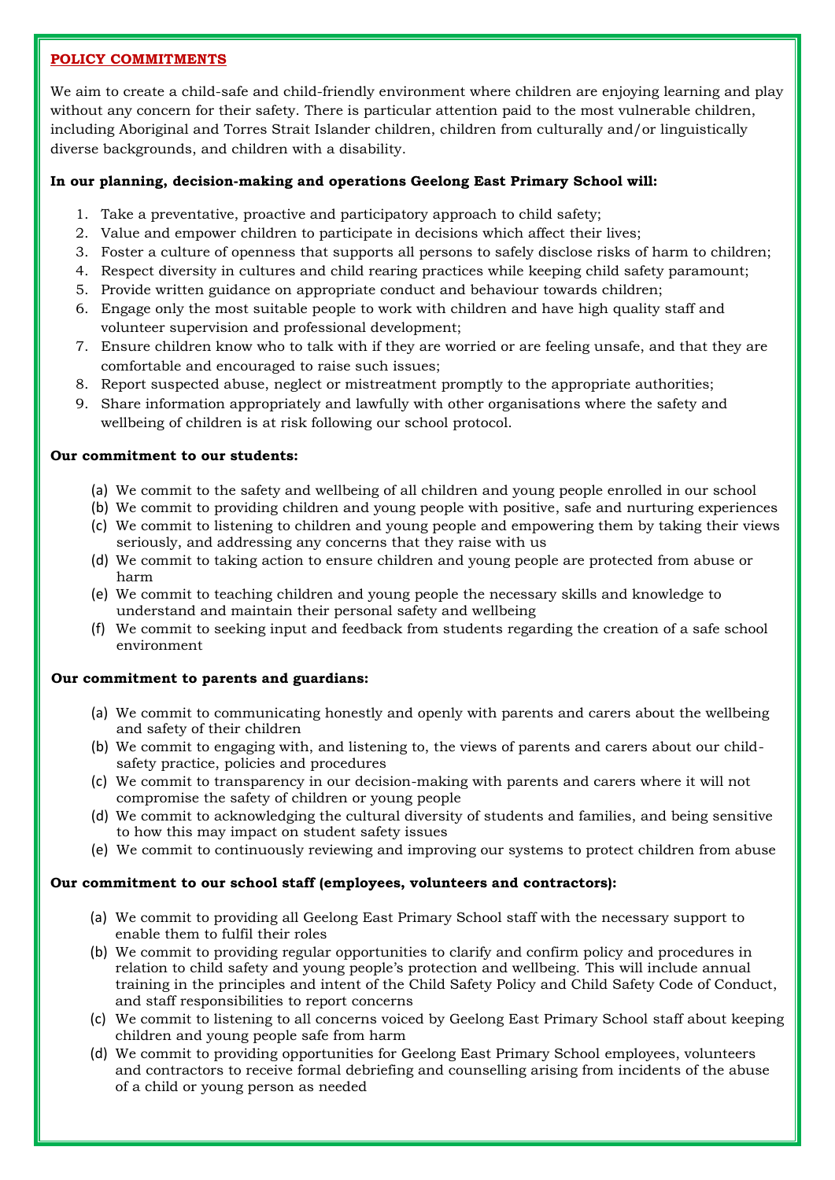## POLICY COMMITMENTS

We aim to create a child-safe and child-friendly environment where children are enjoying learning and play without any concern for their safety. There is particular attention paid to the most vulnerable children, including Aboriginal and Torres Strait Islander children, children from culturally and/or linguistically diverse backgrounds, and children with a disability.

**In our planning, decision-making and operations Geelong East Primary School will:**

1. Take a preventative, proactive and participatory approach to child safety;
2. Value and empower children to participate in decisions which affect their lives;
3. Foster a culture of openness that supports all persons to safely disclose risks of harm to children;
4. Respect diversity in cultures and child rearing practices while keeping child safety paramount;
5. Provide written guidance on appropriate conduct and behaviour towards children;
6. Engage only the most suitable people to work with children and have high quality staff and volunteer supervision and professional development;
7. Ensure children know who to talk with if they are worried or are feeling unsafe, and that they are comfortable and encouraged to raise such issues;
8. Report suspected abuse, neglect or mistreatment promptly to the appropriate authorities;
9. Share information appropriately and lawfully with other organisations where the safety and wellbeing of children is at risk following our school protocol.

**Our commitment to our students:**

(a) We commit to the safety and wellbeing of all children and young people enrolled in our school
(b) We commit to providing children and young people with positive, safe and nurturing experiences
(c) We commit to listening to children and young people and empowering them by taking their views seriously, and addressing any concerns that they raise with us
(d) We commit to taking action to ensure children and young people are protected from abuse or harm
(e) We commit to teaching children and young people the necessary skills and knowledge to understand and maintain their personal safety and wellbeing
(f) We commit to seeking input and feedback from students regarding the creation of a safe school environment

**Our commitment to parents and guardians:**

(a) We commit to communicating honestly and openly with parents and carers about the wellbeing and safety of their children
(b) We commit to engaging with, and listening to, the views of parents and carers about our child-safety practice, policies and procedures
(c) We commit to transparency in our decision-making with parents and carers where it will not compromise the safety of children or young people
(d) We commit to acknowledging the cultural diversity of students and families, and being sensitive to how this may impact on student safety issues
(e) We commit to continuously reviewing and improving our systems to protect children from abuse

**Our commitment to our school staff (employees, volunteers and contractors):**

(a) We commit to providing all Geelong East Primary School staff with the necessary support to enable them to fulfil their roles
(b) We commit to providing regular opportunities to clarify and confirm policy and procedures in relation to child safety and young people's protection and wellbeing. This will include annual training in the principles and intent of the Child Safety Policy and Child Safety Code of Conduct, and staff responsibilities to report concerns
(c) We commit to listening to all concerns voiced by Geelong East Primary School staff about keeping children and young people safe from harm
(d) We commit to providing opportunities for Geelong East Primary School employees, volunteers and contractors to receive formal debriefing and counselling arising from incidents of the abuse of a child or young person as needed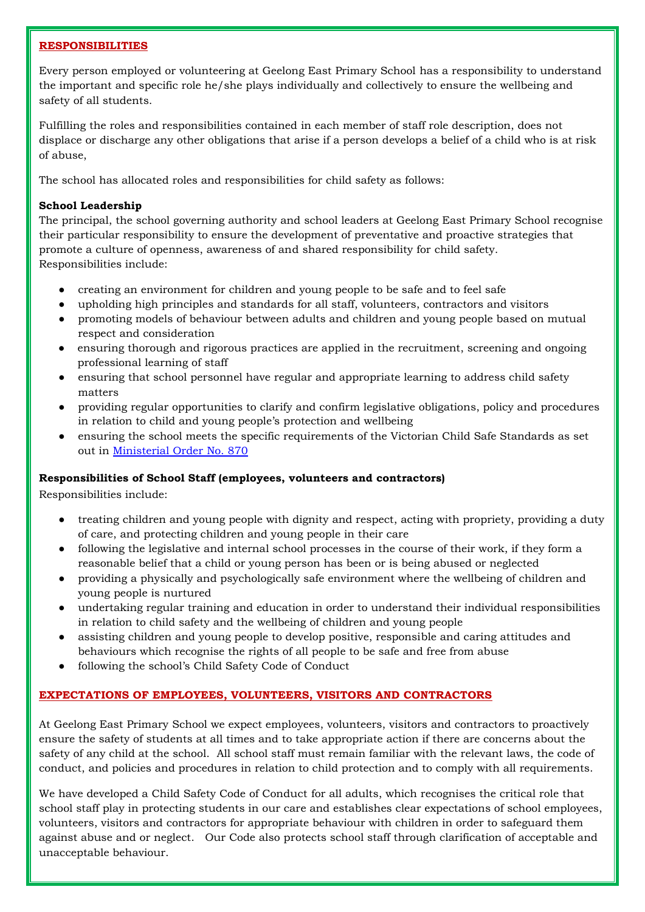## RESPONSIBILITIES

Every person employed or volunteering at Geelong East Primary School has a responsibility to understand the important and specific role he/she plays individually and collectively to ensure the wellbeing and safety of all students.

Fulfilling the roles and responsibilities contained in each member of staff role description, does not displace or discharge any other obligations that arise if a person develops a belief of a child who is at risk of abuse,

The school has allocated roles and responsibilities for child safety as follows:

**School Leadership**

The principal, the school governing authority and school leaders at Geelong East Primary School recognise their particular responsibility to ensure the development of preventative and proactive strategies that promote a culture of openness, awareness of and shared responsibility for child safety.
Responsibilities include:

- creating an environment for children and young people to be safe and to feel safe
- upholding high principles and standards for all staff, volunteers, contractors and visitors
- promoting models of behaviour between adults and children and young people based on mutual respect and consideration
- ensuring thorough and rigorous practices are applied in the recruitment, screening and ongoing professional learning of staff
- ensuring that school personnel have regular and appropriate learning to address child safety matters
- providing regular opportunities to clarify and confirm legislative obligations, policy and procedures in relation to child and young people's protection and wellbeing
- ensuring the school meets the specific requirements of the Victorian Child Safe Standards as set out in Ministerial Order No. 870

**Responsibilities of School Staff (employees, volunteers and contractors)**

Responsibilities include:

- treating children and young people with dignity and respect, acting with propriety, providing a duty of care, and protecting children and young people in their care
- following the legislative and internal school processes in the course of their work, if they form a reasonable belief that a child or young person has been or is being abused or neglected
- providing a physically and psychologically safe environment where the wellbeing of children and young people is nurtured
- undertaking regular training and education in order to understand their individual responsibilities in relation to child safety and the wellbeing of children and young people
- assisting children and young people to develop positive, responsible and caring attitudes and behaviours which recognise the rights of all people to be safe and free from abuse
- following the school's Child Safety Code of Conduct

## EXPECTATIONS OF EMPLOYEES, VOLUNTEERS, VISITORS AND CONTRACTORS

At Geelong East Primary School we expect employees, volunteers, visitors and contractors to proactively ensure the safety of students at all times and to take appropriate action if there are concerns about the safety of any child at the school. All school staff must remain familiar with the relevant laws, the code of conduct, and policies and procedures in relation to child protection and to comply with all requirements.

We have developed a Child Safety Code of Conduct for all adults, which recognises the critical role that school staff play in protecting students in our care and establishes clear expectations of school employees, volunteers, visitors and contractors for appropriate behaviour with children in order to safeguard them against abuse and or neglect. Our Code also protects school staff through clarification of acceptable and unacceptable behaviour.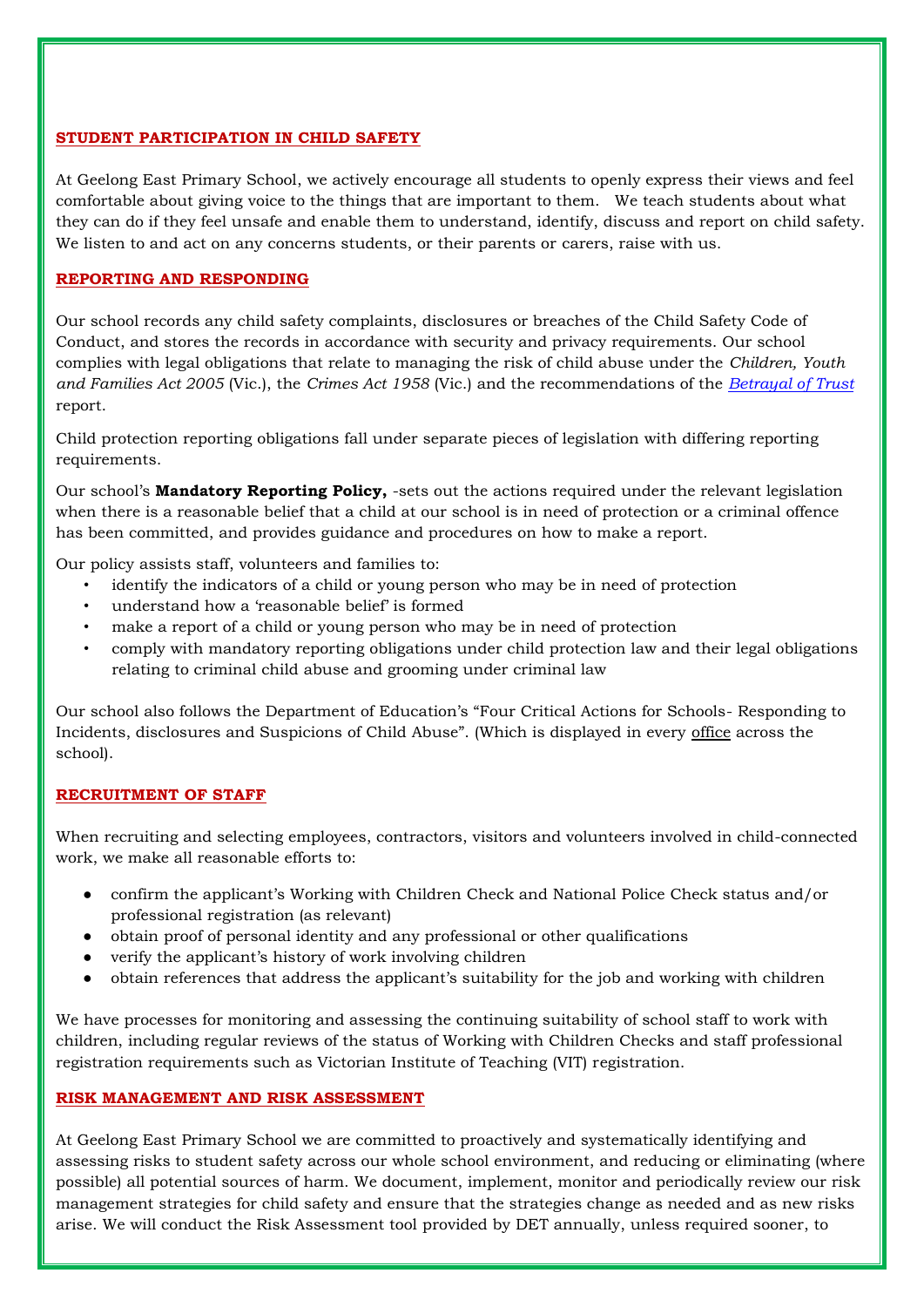## STUDENT PARTICIPATION IN CHILD SAFETY

At Geelong East Primary School, we actively encourage all students to openly express their views and feel comfortable about giving voice to the things that are important to them. We teach students about what they can do if they feel unsafe and enable them to understand, identify, discuss and report on child safety. We listen to and act on any concerns students, or their parents or carers, raise with us.

## REPORTING AND RESPONDING

Our school records any child safety complaints, disclosures or breaches of the Child Safety Code of Conduct, and stores the records in accordance with security and privacy requirements. Our school complies with legal obligations that relate to managing the risk of child abuse under the *Children, Youth and Families Act 2005* (Vic.), the *Crimes Act 1958* (Vic.) and the recommendations of the *Betrayal of Trust* report.

Child protection reporting obligations fall under separate pieces of legislation with differing reporting requirements.

Our school's **Mandatory Reporting Policy,** -sets out the actions required under the relevant legislation when there is a reasonable belief that a child at our school is in need of protection or a criminal offence has been committed, and provides guidance and procedures on how to make a report.

Our policy assists staff, volunteers and families to:

- identify the indicators of a child or young person who may be in need of protection
- understand how a 'reasonable belief' is formed
- make a report of a child or young person who may be in need of protection
- comply with mandatory reporting obligations under child protection law and their legal obligations relating to criminal child abuse and grooming under criminal law

Our school also follows the Department of Education's "Four Critical Actions for Schools- Responding to Incidents, disclosures and Suspicions of Child Abuse". (Which is displayed in every office across the school).

## RECRUITMENT OF STAFF

When recruiting and selecting employees, contractors, visitors and volunteers involved in child-connected work, we make all reasonable efforts to:

- confirm the applicant's Working with Children Check and National Police Check status and/or professional registration (as relevant)
- obtain proof of personal identity and any professional or other qualifications
- verify the applicant's history of work involving children
- obtain references that address the applicant's suitability for the job and working with children

We have processes for monitoring and assessing the continuing suitability of school staff to work with children, including regular reviews of the status of Working with Children Checks and staff professional registration requirements such as Victorian Institute of Teaching (VIT) registration.

## RISK MANAGEMENT AND RISK ASSESSMENT

At Geelong East Primary School we are committed to proactively and systematically identifying and assessing risks to student safety across our whole school environment, and reducing or eliminating (where possible) all potential sources of harm. We document, implement, monitor and periodically review our risk management strategies for child safety and ensure that the strategies change as needed and as new risks arise. We will conduct the Risk Assessment tool provided by DET annually, unless required sooner, to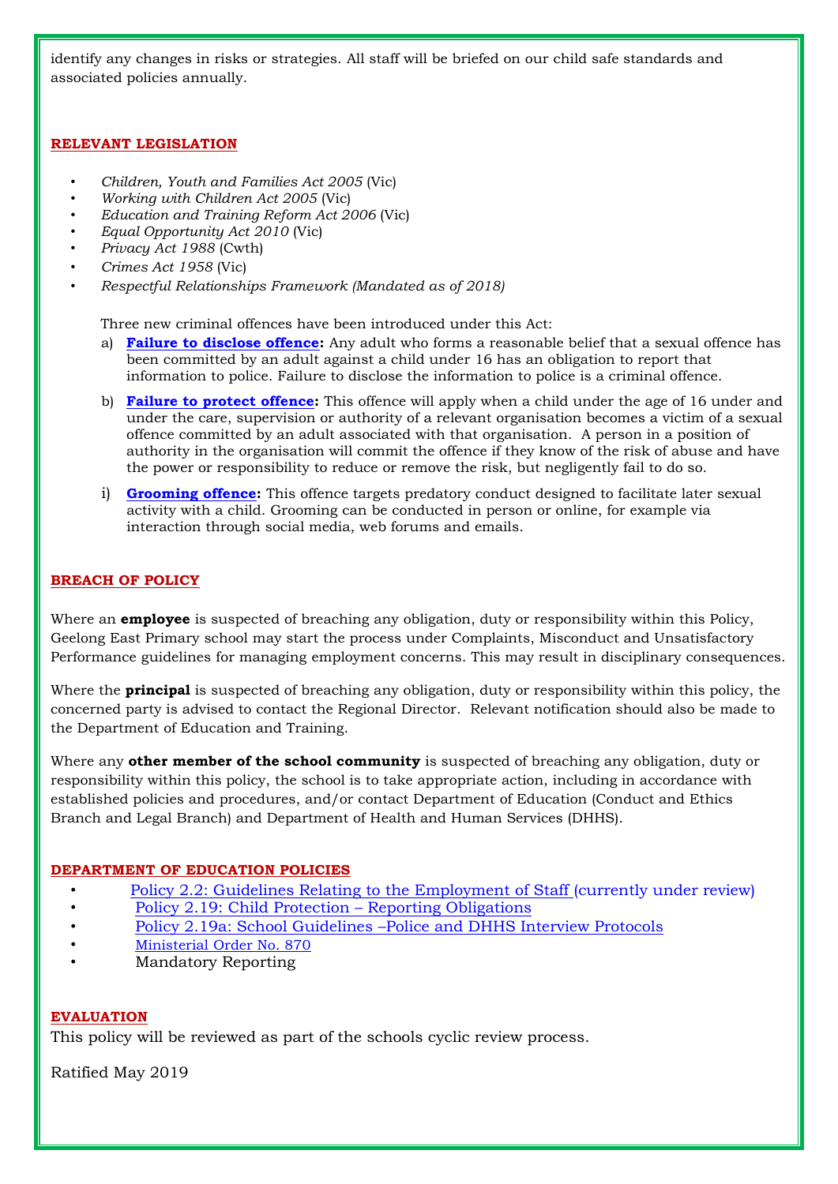identify any changes in risks or strategies. All staff will be briefed on our child safe standards and associated policies annually.

## RELEVANT LEGISLATION

- *Children, Youth and Families Act 2005* (Vic)
- *Working with Children Act 2005* (Vic)
- *Education and Training Reform Act 2006* (Vic)
- *Equal Opportunity Act 2010* (Vic)
- *Privacy Act 1988* (Cwth)
- *Crimes Act 1958* (Vic)
- *Respectful Relationships Framework (Mandated as of 2018)*

Three new criminal offences have been introduced under this Act:

a) **Failure to disclose offence:** Any adult who forms a reasonable belief that a sexual offence has been committed by an adult against a child under 16 has an obligation to report that information to police. Failure to disclose the information to police is a criminal offence.

b) **Failure to protect offence:** This offence will apply when a child under the age of 16 under and under the care, supervision or authority of a relevant organisation becomes a victim of a sexual offence committed by an adult associated with that organisation. A person in a position of authority in the organisation will commit the offence if they know of the risk of abuse and have the power or responsibility to reduce or remove the risk, but negligently fail to do so.

i) **Grooming offence:** This offence targets predatory conduct designed to facilitate later sexual activity with a child. Grooming can be conducted in person or online, for example via interaction through social media, web forums and emails.

## BREACH OF POLICY

Where an **employee** is suspected of breaching any obligation, duty or responsibility within this Policy, Geelong East Primary school may start the process under Complaints, Misconduct and Unsatisfactory Performance guidelines for managing employment concerns. This may result in disciplinary consequences.

Where the **principal** is suspected of breaching any obligation, duty or responsibility within this policy, the concerned party is advised to contact the Regional Director. Relevant notification should also be made to the Department of Education and Training.

Where any **other member of the school community** is suspected of breaching any obligation, duty or responsibility within this policy, the school is to take appropriate action, including in accordance with established policies and procedures, and/or contact Department of Education (Conduct and Ethics Branch and Legal Branch) and Department of Health and Human Services (DHHS).

## DEPARTMENT OF EDUCATION POLICIES

- Policy 2.2: Guidelines Relating to the Employment of Staff (currently under review)
- Policy 2.19: Child Protection – Reporting Obligations
- Policy 2.19a: School Guidelines –Police and DHHS Interview Protocols
- Ministerial Order No. 870
- Mandatory Reporting

## EVALUATION

This policy will be reviewed as part of the schools cyclic review process.

Ratified May 2019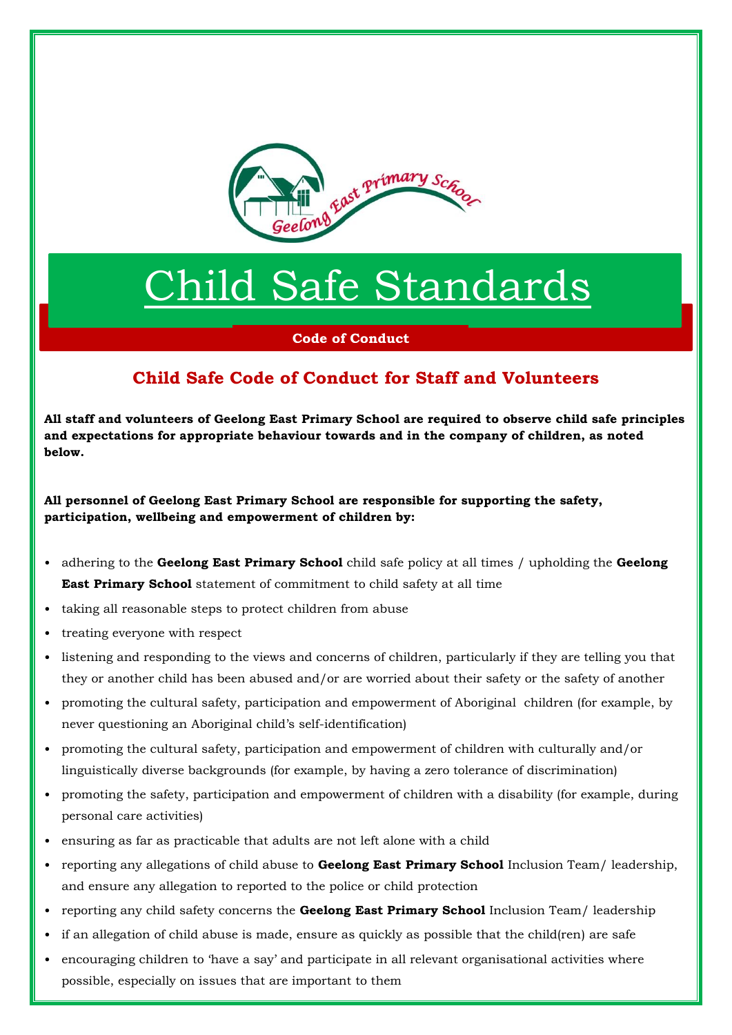# Child Safe Standards

**Code of Conduct**

## Child Safe Code of Conduct for Staff and Volunteers

**All staff and volunteers of Geelong East Primary School are required to observe child safe principles and expectations for appropriate behaviour towards and in the company of children, as noted below.**

**All personnel of Geelong East Primary School are responsible for supporting the safety, participation, wellbeing and empowerment of children by:**

- adhering to the **Geelong East Primary School** child safe policy at all times / upholding the **Geelong East Primary School** statement of commitment to child safety at all time
- taking all reasonable steps to protect children from abuse
- treating everyone with respect
- listening and responding to the views and concerns of children, particularly if they are telling you that they or another child has been abused and/or are worried about their safety or the safety of another
- promoting the cultural safety, participation and empowerment of Aboriginal children (for example, by never questioning an Aboriginal child's self-identification)
- promoting the cultural safety, participation and empowerment of children with culturally and/or linguistically diverse backgrounds (for example, by having a zero tolerance of discrimination)
- promoting the safety, participation and empowerment of children with a disability (for example, during personal care activities)
- ensuring as far as practicable that adults are not left alone with a child
- reporting any allegations of child abuse to **Geelong East Primary School** Inclusion Team/ leadership, and ensure any allegation to reported to the police or child protection
- reporting any child safety concerns the **Geelong East Primary School** Inclusion Team/ leadership
- if an allegation of child abuse is made, ensure as quickly as possible that the child(ren) are safe
- encouraging children to 'have a say' and participate in all relevant organisational activities where possible, especially on issues that are important to them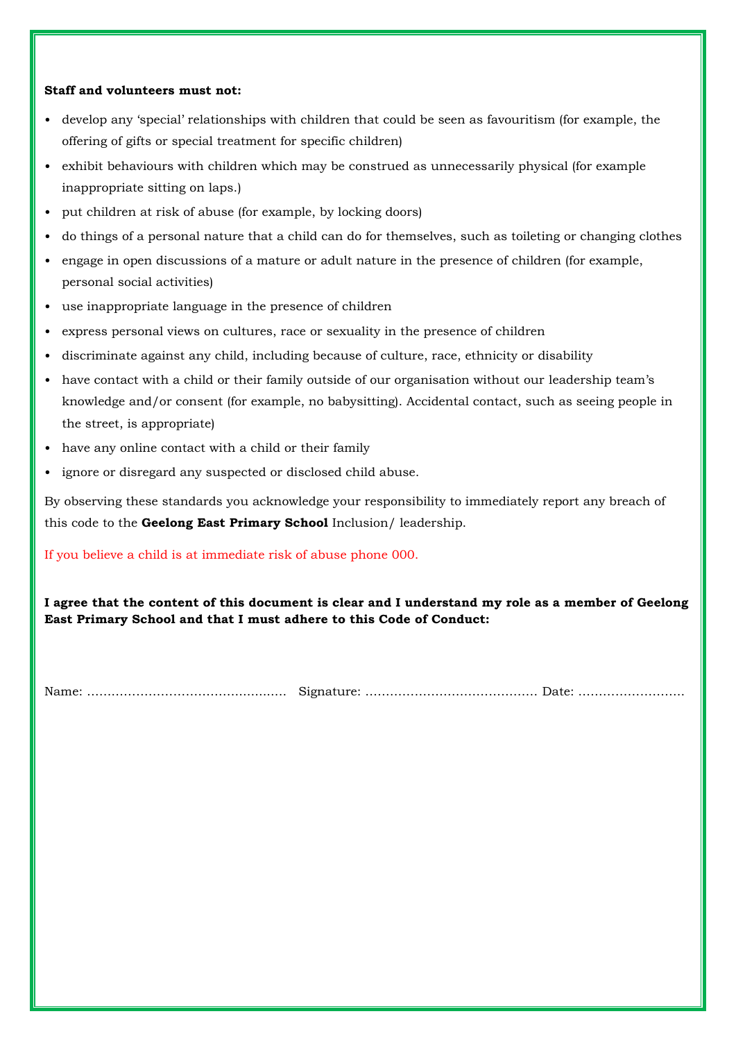**Staff and volunteers must not:**

- develop any ‘special’ relationships with children that could be seen as favouritism (for example, the offering of gifts or special treatment for specific children)
- exhibit behaviours with children which may be construed as unnecessarily physical (for example inappropriate sitting on laps.)
- put children at risk of abuse (for example, by locking doors)
- do things of a personal nature that a child can do for themselves, such as toileting or changing clothes
- engage in open discussions of a mature or adult nature in the presence of children (for example, personal social activities)
- use inappropriate language in the presence of children
- express personal views on cultures, race or sexuality in the presence of children
- discriminate against any child, including because of culture, race, ethnicity or disability
- have contact with a child or their family outside of our organisation without our leadership team’s knowledge and/or consent (for example, no babysitting). Accidental contact, such as seeing people in the street, is appropriate)
- have any online contact with a child or their family
- ignore or disregard any suspected or disclosed child abuse.

By observing these standards you acknowledge your responsibility to immediately report any breach of this code to the **Geelong East Primary School** Inclusion/ leadership.

If you believe a child is at immediate risk of abuse phone 000.

**I agree that the content of this document is clear and I understand my role as a member of Geelong East Primary School and that I must adhere to this Code of Conduct:**

Name: ................................................ Signature: ......................................... Date: ..........................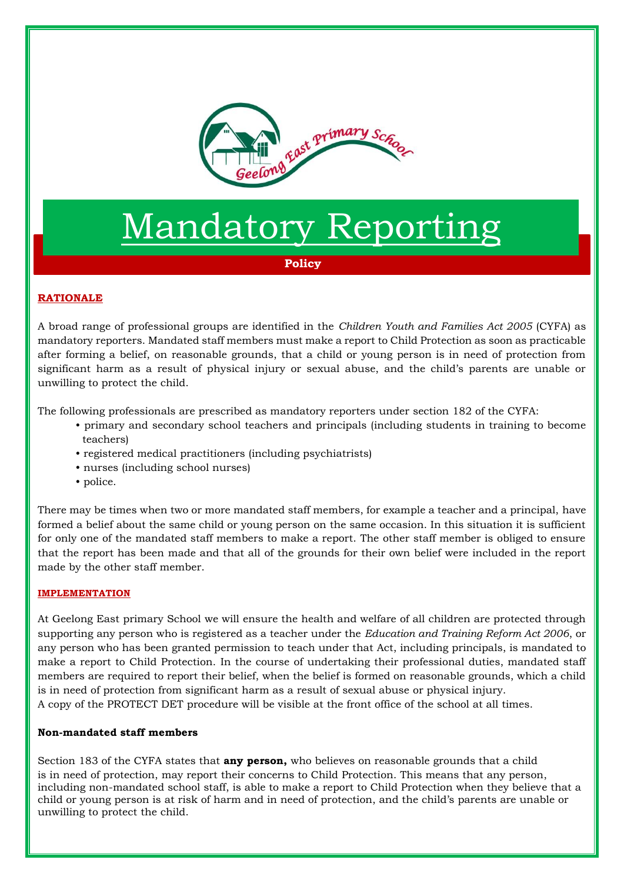# Mandatory Reporting

**Policy**

## RATIONALE

A broad range of professional groups are identified in the *Children Youth and Families Act 2005* (CYFA) as mandatory reporters. Mandated staff members must make a report to Child Protection as soon as practicable after forming a belief, on reasonable grounds, that a child or young person is in need of protection from significant harm as a result of physical injury or sexual abuse, and the child's parents are unable or unwilling to protect the child.

The following professionals are prescribed as mandatory reporters under section 182 of the CYFA:

- primary and secondary school teachers and principals (including students in training to become teachers)
- registered medical practitioners (including psychiatrists)
- nurses (including school nurses)
- police.

There may be times when two or more mandated staff members, for example a teacher and a principal, have formed a belief about the same child or young person on the same occasion. In this situation it is sufficient for only one of the mandated staff members to make a report. The other staff member is obliged to ensure that the report has been made and that all of the grounds for their own belief were included in the report made by the other staff member.

## IMPLEMENTATION

At Geelong East primary School we will ensure the health and welfare of all children are protected through supporting any person who is registered as a teacher under the *Education and Training Reform Act 2006*, or any person who has been granted permission to teach under that Act, including principals, is mandated to make a report to Child Protection. In the course of undertaking their professional duties, mandated staff members are required to report their belief, when the belief is formed on reasonable grounds, which a child is in need of protection from significant harm as a result of sexual abuse or physical injury.
A copy of the PROTECT DET procedure will be visible at the front office of the school at all times.

### Non-mandated staff members

Section 183 of the CYFA states that **any person,** who believes on reasonable grounds that a child is in need of protection, may report their concerns to Child Protection. This means that any person, including non-mandated school staff, is able to make a report to Child Protection when they believe that a child or young person is at risk of harm and in need of protection, and the child's parents are unable or unwilling to protect the child.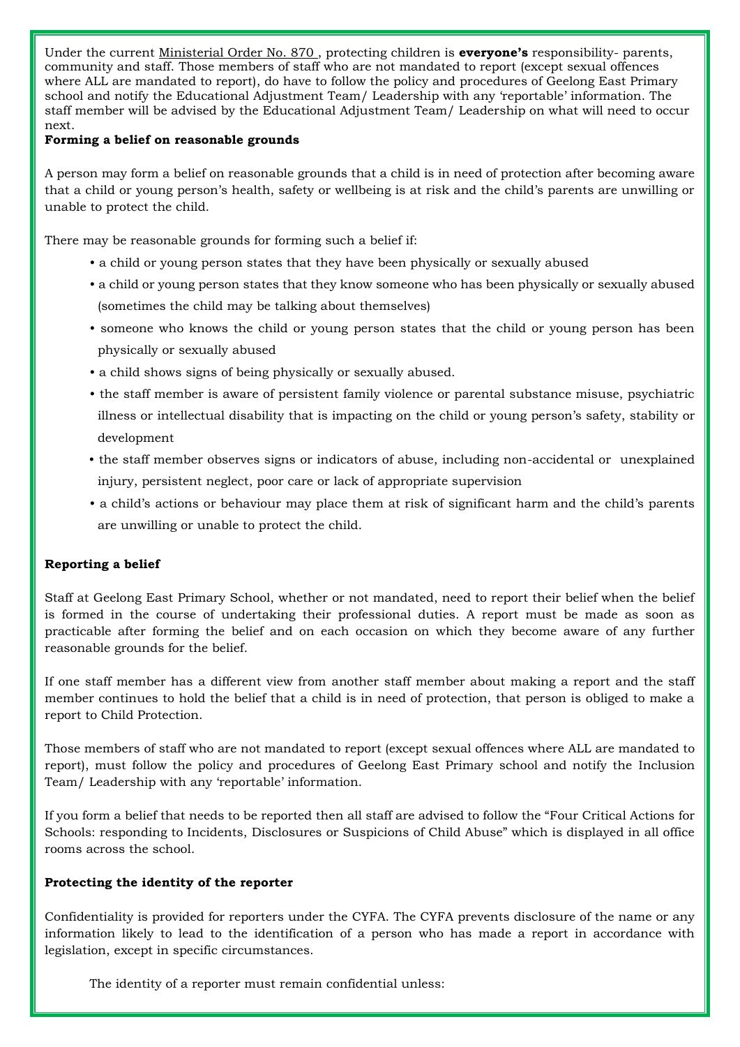Under the current Ministerial Order No. 870 , protecting children is **everyone's** responsibility- parents, community and staff. Those members of staff who are not mandated to report (except sexual offences where ALL are mandated to report), do have to follow the policy and procedures of Geelong East Primary school and notify the Educational Adjustment Team/ Leadership with any 'reportable' information. The staff member will be advised by the Educational Adjustment Team/ Leadership on what will need to occur next.

**Forming a belief on reasonable grounds**

A person may form a belief on reasonable grounds that a child is in need of protection after becoming aware that a child or young person's health, safety or wellbeing is at risk and the child's parents are unwilling or unable to protect the child.

There may be reasonable grounds for forming such a belief if:

- a child or young person states that they have been physically or sexually abused
- a child or young person states that they know someone who has been physically or sexually abused (sometimes the child may be talking about themselves)
- someone who knows the child or young person states that the child or young person has been physically or sexually abused
- a child shows signs of being physically or sexually abused.
- the staff member is aware of persistent family violence or parental substance misuse, psychiatric illness or intellectual disability that is impacting on the child or young person's safety, stability or development
- the staff member observes signs or indicators of abuse, including non-accidental or unexplained injury, persistent neglect, poor care or lack of appropriate supervision
- a child's actions or behaviour may place them at risk of significant harm and the child's parents are unwilling or unable to protect the child.

**Reporting a belief**

Staff at Geelong East Primary School, whether or not mandated, need to report their belief when the belief is formed in the course of undertaking their professional duties. A report must be made as soon as practicable after forming the belief and on each occasion on which they become aware of any further reasonable grounds for the belief.

If one staff member has a different view from another staff member about making a report and the staff member continues to hold the belief that a child is in need of protection, that person is obliged to make a report to Child Protection.

Those members of staff who are not mandated to report (except sexual offences where ALL are mandated to report), must follow the policy and procedures of Geelong East Primary school and notify the Inclusion Team/ Leadership with any 'reportable' information.

If you form a belief that needs to be reported then all staff are advised to follow the "Four Critical Actions for Schools: responding to Incidents, Disclosures or Suspicions of Child Abuse" which is displayed in all office rooms across the school.

**Protecting the identity of the reporter**

Confidentiality is provided for reporters under the CYFA. The CYFA prevents disclosure of the name or any information likely to lead to the identification of a person who has made a report in accordance with legislation, except in specific circumstances.

The identity of a reporter must remain confidential unless: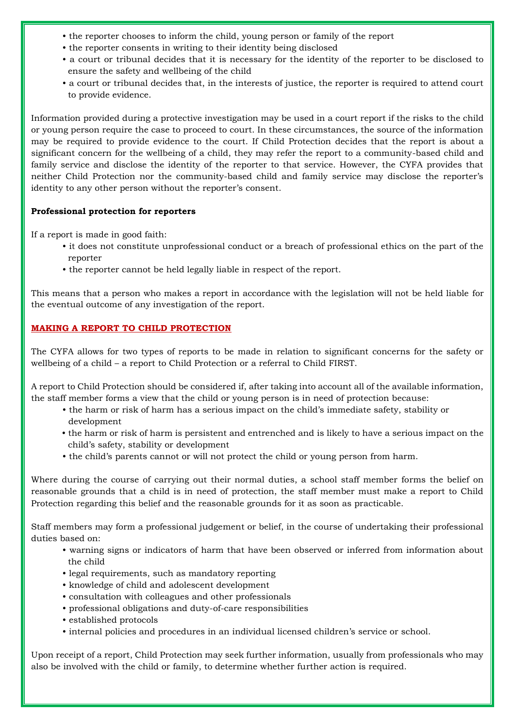- the reporter chooses to inform the child, young person or family of the report
- the reporter consents in writing to their identity being disclosed
- a court or tribunal decides that it is necessary for the identity of the reporter to be disclosed to ensure the safety and wellbeing of the child
- a court or tribunal decides that, in the interests of justice, the reporter is required to attend court to provide evidence.

Information provided during a protective investigation may be used in a court report if the risks to the child or young person require the case to proceed to court. In these circumstances, the source of the information may be required to provide evidence to the court. If Child Protection decides that the report is about a significant concern for the wellbeing of a child, they may refer the report to a community-based child and family service and disclose the identity of the reporter to that service. However, the CYFA provides that neither Child Protection nor the community-based child and family service may disclose the reporter's identity to any other person without the reporter's consent.

**Professional protection for reporters**

If a report is made in good faith:

- it does not constitute unprofessional conduct or a breach of professional ethics on the part of the reporter
- the reporter cannot be held legally liable in respect of the report.

This means that a person who makes a report in accordance with the legislation will not be held liable for the eventual outcome of any investigation of the report.

## MAKING A REPORT TO CHILD PROTECTION

The CYFA allows for two types of reports to be made in relation to significant concerns for the safety or wellbeing of a child – a report to Child Protection or a referral to Child FIRST.

A report to Child Protection should be considered if, after taking into account all of the available information, the staff member forms a view that the child or young person is in need of protection because:

- the harm or risk of harm has a serious impact on the child's immediate safety, stability or development
- the harm or risk of harm is persistent and entrenched and is likely to have a serious impact on the child's safety, stability or development
- the child's parents cannot or will not protect the child or young person from harm.

Where during the course of carrying out their normal duties, a school staff member forms the belief on reasonable grounds that a child is in need of protection, the staff member must make a report to Child Protection regarding this belief and the reasonable grounds for it as soon as practicable.

Staff members may form a professional judgement or belief, in the course of undertaking their professional duties based on:

- warning signs or indicators of harm that have been observed or inferred from information about the child
- legal requirements, such as mandatory reporting
- knowledge of child and adolescent development
- consultation with colleagues and other professionals
- professional obligations and duty-of-care responsibilities
- established protocols
- internal policies and procedures in an individual licensed children's service or school.

Upon receipt of a report, Child Protection may seek further information, usually from professionals who may also be involved with the child or family, to determine whether further action is required.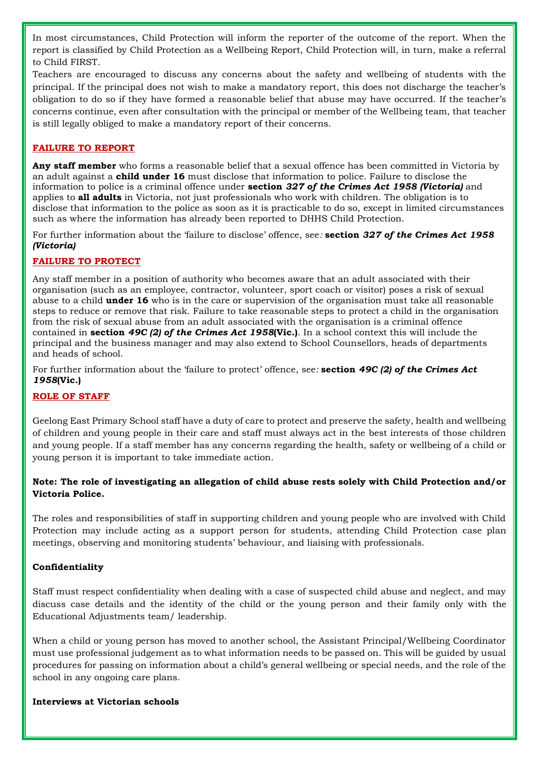In most circumstances, Child Protection will inform the reporter of the outcome of the report. When the report is classified by Child Protection as a Wellbeing Report, Child Protection will, in turn, make a referral to Child FIRST.

Teachers are encouraged to discuss any concerns about the safety and wellbeing of students with the principal. If the principal does not wish to make a mandatory report, this does not discharge the teacher's obligation to do so if they have formed a reasonable belief that abuse may have occurred. If the teacher's concerns continue, even after consultation with the principal or member of the Wellbeing team, that teacher is still legally obliged to make a mandatory report of their concerns.

## FAILURE TO REPORT

**Any staff member** who forms a reasonable belief that a sexual offence has been committed in Victoria by an adult against a **child under 16** must disclose that information to police. Failure to disclose the information to police is a criminal offence under **section *327 of the Crimes Act 1958 (Victoria)*** and applies to **all adults** in Victoria, not just professionals who work with children. The obligation is to disclose that information to the police as soon as it is practicable to do so, except in limited circumstances such as where the information has already been reported to DHHS Child Protection.

For further information about the 'failure to disclose' offence, see*:* **section *327 of the Crimes Act 1958 (Victoria)***

## FAILURE TO PROTECT

Any staff member in a position of authority who becomes aware that an adult associated with their organisation (such as an employee, contractor, volunteer, sport coach or visitor) poses a risk of sexual abuse to a child **under 16** who is in the care or supervision of the organisation must take all reasonable steps to reduce or remove that risk. Failure to take reasonable steps to protect a child in the organisation from the risk of sexual abuse from an adult associated with the organisation is a criminal offence contained in **section *49C (2) of the Crimes Act 1958*(Vic.)**. In a school context this will include the principal and the business manager and may also extend to School Counsellors, heads of departments and heads of school.

For further information about the 'failure to protect' offence, see*:* **section *49C (2) of the Crimes Act 1958*(Vic.)**

## ROLE OF STAFF

Geelong East Primary School staff have a duty of care to protect and preserve the safety, health and wellbeing of children and young people in their care and staff must always act in the best interests of those children and young people. If a staff member has any concerns regarding the health, safety or wellbeing of a child or young person it is important to take immediate action.

**Note: The role of investigating an allegation of child abuse rests solely with Child Protection and/or Victoria Police.**

The roles and responsibilities of staff in supporting children and young people who are involved with Child Protection may include acting as a support person for students, attending Child Protection case plan meetings, observing and monitoring students' behaviour, and liaising with professionals.

### Confidentiality

Staff must respect confidentiality when dealing with a case of suspected child abuse and neglect, and may discuss case details and the identity of the child or the young person and their family only with the Educational Adjustments team/ leadership.

When a child or young person has moved to another school, the Assistant Principal/Wellbeing Coordinator must use professional judgement as to what information needs to be passed on. This will be guided by usual procedures for passing on information about a child's general wellbeing or special needs, and the role of the school in any ongoing care plans.

### Interviews at Victorian schools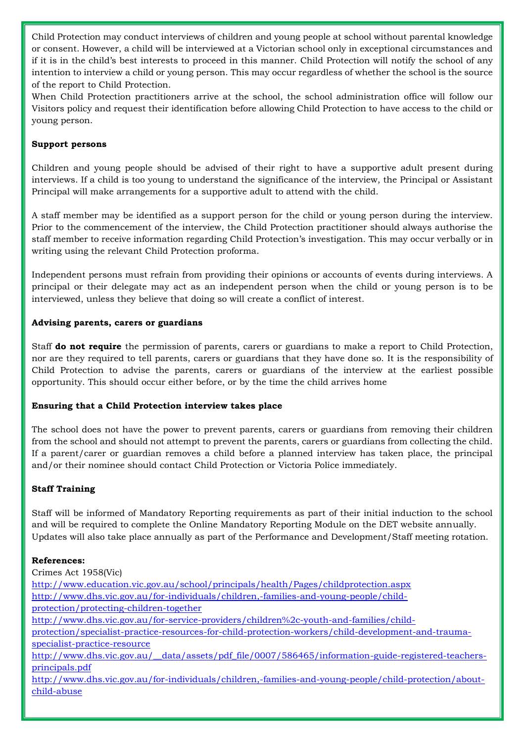Child Protection may conduct interviews of children and young people at school without parental knowledge or consent. However, a child will be interviewed at a Victorian school only in exceptional circumstances and if it is in the child's best interests to proceed in this manner. Child Protection will notify the school of any intention to interview a child or young person. This may occur regardless of whether the school is the source of the report to Child Protection.
When Child Protection practitioners arrive at the school, the school administration office will follow our Visitors policy and request their identification before allowing Child Protection to have access to the child or young person.

**Support persons**

Children and young people should be advised of their right to have a supportive adult present during interviews. If a child is too young to understand the significance of the interview, the Principal or Assistant Principal will make arrangements for a supportive adult to attend with the child.

A staff member may be identified as a support person for the child or young person during the interview. Prior to the commencement of the interview, the Child Protection practitioner should always authorise the staff member to receive information regarding Child Protection's investigation. This may occur verbally or in writing using the relevant Child Protection proforma.

Independent persons must refrain from providing their opinions or accounts of events during interviews. A principal or their delegate may act as an independent person when the child or young person is to be interviewed, unless they believe that doing so will create a conflict of interest.

**Advising parents, carers or guardians**

Staff **do not require** the permission of parents, carers or guardians to make a report to Child Protection, nor are they required to tell parents, carers or guardians that they have done so. It is the responsibility of Child Protection to advise the parents, carers or guardians of the interview at the earliest possible opportunity. This should occur either before, or by the time the child arrives home

**Ensuring that a Child Protection interview takes place**

The school does not have the power to prevent parents, carers or guardians from removing their children from the school and should not attempt to prevent the parents, carers or guardians from collecting the child. If a parent/carer or guardian removes a child before a planned interview has taken place, the principal and/or their nominee should contact Child Protection or Victoria Police immediately.

**Staff Training**

Staff will be informed of Mandatory Reporting requirements as part of their initial induction to the school and will be required to complete the Online Mandatory Reporting Module on the DET website annually. Updates will also take place annually as part of the Performance and Development/Staff meeting rotation.

**References:**
Crimes Act 1958(Vic)
http://www.education.vic.gov.au/school/principals/health/Pages/childprotection.aspx
http://www.dhs.vic.gov.au/for-individuals/children,-families-and-young-people/child-protection/protecting-children-together
http://www.dhs.vic.gov.au/for-service-providers/children%2c-youth-and-families/child-protection/specialist-practice-resources-for-child-protection-workers/child-development-and-trauma-specialist-practice-resource
http://www.dhs.vic.gov.au/__data/assets/pdf_file/0007/586465/information-guide-registered-teachers-principals.pdf
http://www.dhs.vic.gov.au/for-individuals/children,-families-and-young-people/child-protection/about-child-abuse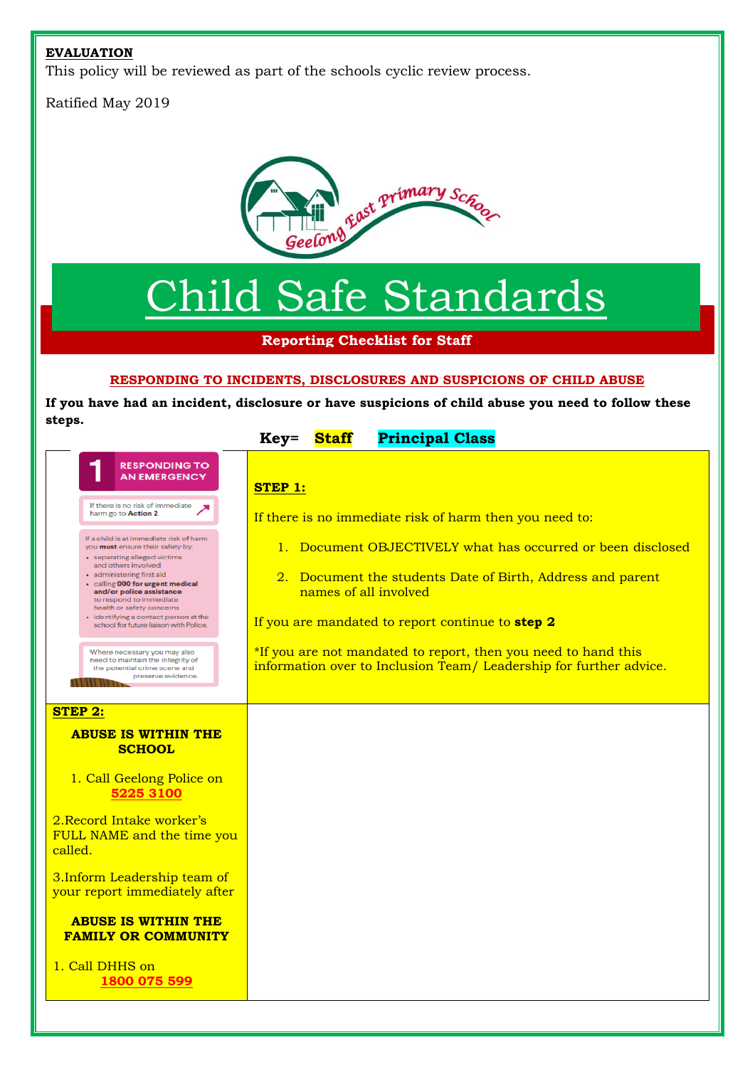**EVALUATION**

This policy will be reviewed as part of the schools cyclic review process.

Ratified May 2019

Geelong East Primary School

# Child Safe Standards

**Reporting Checklist for Staff**

**RESPONDING TO INCIDENTS, DISCLOSURES AND SUSPICIONS OF CHILD ABUSE**

**If you have had an incident, disclosure or have suspicions of child abuse you need to follow these steps.**

**Key= Staff Principal Class**

**1 RESPONDING TO AN EMERGENCY**

If there is no risk of immediate harm go to **Action 2**.

If a child is at immediate risk of harm you **must** ensure their safety by:

- separating alleged victims and others involved
- administering first aid
- calling **000 for urgent medical and/or police assistance** to respond to immediate health or safety concerns
- identifying a contact person at the school for future liaison with Police.

Where necessary you may also need to maintain the integrity of the potential crime scene and preserve evidence.

**STEP 1:**

If there is no immediate risk of harm then you need to:

1. Document OBJECTIVELY what has occurred or been disclosed
2. Document the students Date of Birth, Address and parent names of all involved

If you are mandated to report continue to **step 2**

*If you are not mandated to report, then you need to hand this information over to Inclusion Team/ Leadership for further advice.

**STEP 2:**

**ABUSE IS WITHIN THE SCHOOL**

1. Call Geelong Police on **5225 3100**

2. Record Intake worker's FULL NAME and the time you called.

3. Inform Leadership team of your report immediately after

**ABUSE IS WITHIN THE FAMILY OR COMMUNITY**

1. Call DHHS on **1800 075 599**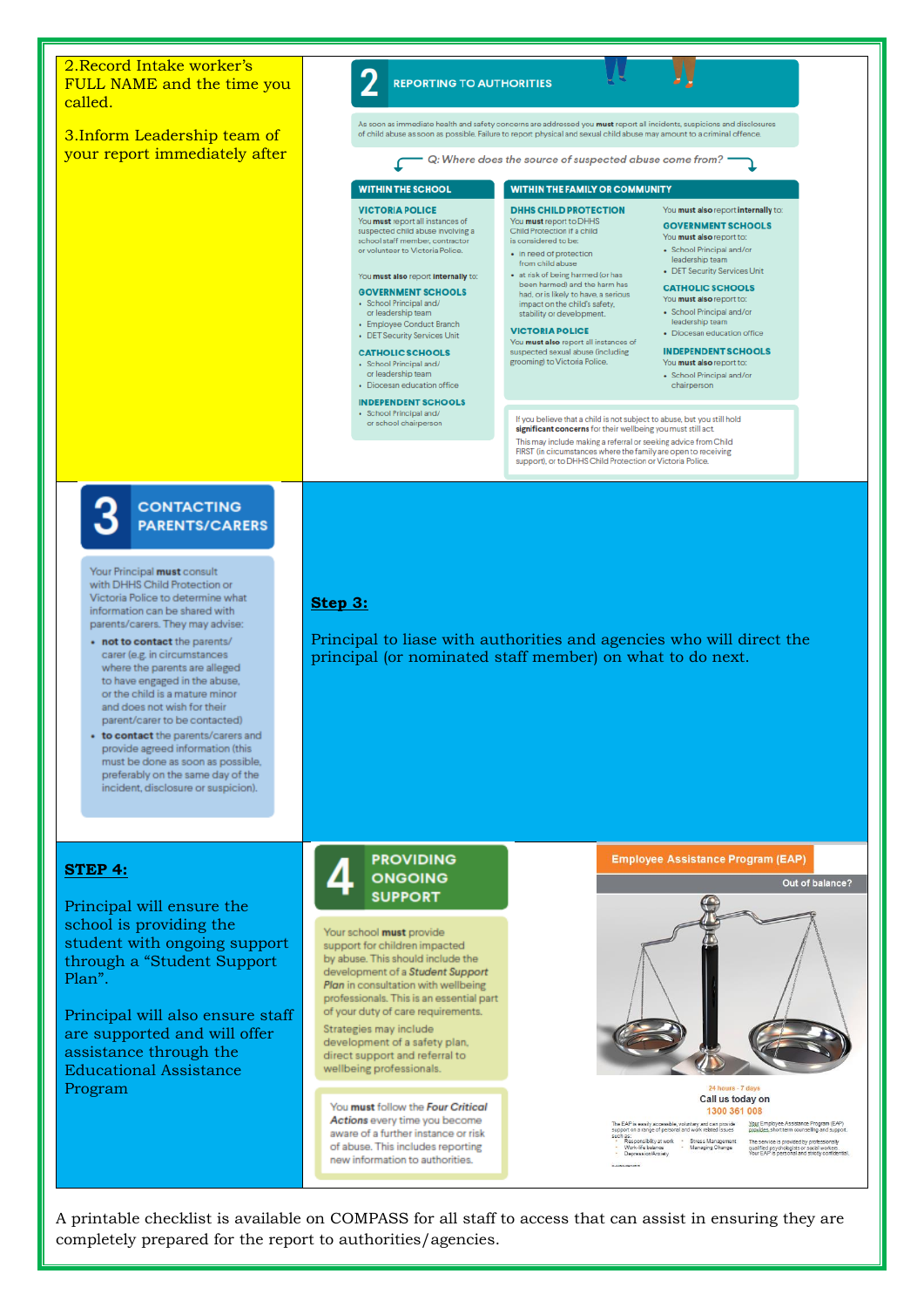2.Record Intake worker's FULL NAME and the time you called.

3.Inform Leadership team of your report immediately after

## 2 REPORTING TO AUTHORITIES

As soon as immediate health and safety concerns are addressed you **must** report all incidents, suspicions and disclosures of child abuse as soon as possible. Failure to report physical and sexual child abuse may amount to a criminal offence.

Q: Where does the source of suspected abuse come from?

**WITHIN THE SCHOOL**

**VICTORIA POLICE**
You **must** report all instances of suspected child abuse involving a school staff member, contractor or volunteer to Victoria Police.

You **must also** report **internally** to:

**GOVERNMENT SCHOOLS**
- School Principal and/ or leadership team
- Employee Conduct Branch
- DET Security Services Unit

**CATHOLIC SCHOOLS**
- School Principal and/ or leadership team
- Diocesan education office

**INDEPENDENT SCHOOLS**
- School Principal and/ or school chairperson

**WITHIN THE FAMILY OR COMMUNITY**

**DHHS CHILD PROTECTION**
You **must** report to DHHS Child Protection if a child is considered to be:
- in need of protection from child abuse
- at risk of being harmed (or has been harmed) and the harm has had, or is likely to have, a serious impact on the child's safety, stability or development.

**VICTORIA POLICE**
You **must also** report all instances of suspected sexual abuse (including grooming) to Victoria Police.

You **must also** report **internally** to:

**GOVERNMENT SCHOOLS**
You **must also** report to:
- School Principal and/or leadership team
- DET Security Services Unit

**CATHOLIC SCHOOLS**
You **must also** report to:
- School Principal and/or leadership team
- Diocesan education office

**INDEPENDENT SCHOOLS**
You **must also** report to:
- School Principal and/or chairperson

If you believe that a child is not subject to abuse, but you still hold **significant concerns** for their wellbeing you must still act.
This may include making a referral or seeking advice from Child FIRST (in circumstances where the family are open to receiving support), or to DHHS Child Protection or Victoria Police.

## 3 CONTACTING PARENTS/CARERS

Your Principal **must** consult with DHHS Child Protection or Victoria Police to determine what information can be shared with parents/carers. They may advise:

- **not to contact** the parents/ carer (e.g. in circumstances where the parents are alleged to have engaged in the abuse, or the child is a mature minor and does not wish for their parent/carer to be contacted)
- **to contact** the parents/carers and provide agreed information (this must be done as soon as possible, preferably on the same day of the incident, disclosure or suspicion).

**Step 3:**

Principal to liase with authorities and agencies who will direct the principal (or nominated staff member) on what to do next.

**STEP 4:**

Principal will ensure the school is providing the student with ongoing support through a "Student Support Plan".

Principal will also ensure staff are supported and will offer assistance through the Educational Assistance Program

## 4 PROVIDING ONGOING SUPPORT

Your school **must** provide support for children impacted by abuse. This should include the development of a ***Student Support Plan*** in consultation with wellbeing professionals. This is an essential part of your duty of care requirements.

Strategies may include development of a safety plan, direct support and referral to wellbeing professionals.

You **must** follow the ***Four Critical Actions*** every time you become aware of a further instance or risk of abuse. This includes reporting new information to authorities.

**Employee Assistance Program (EAP)**

Out of balance?

24 hours - 7 days
Call us today on
1300 361 008

A printable checklist is available on COMPASS for all staff to access that can assist in ensuring they are completely prepared for the report to authorities/agencies.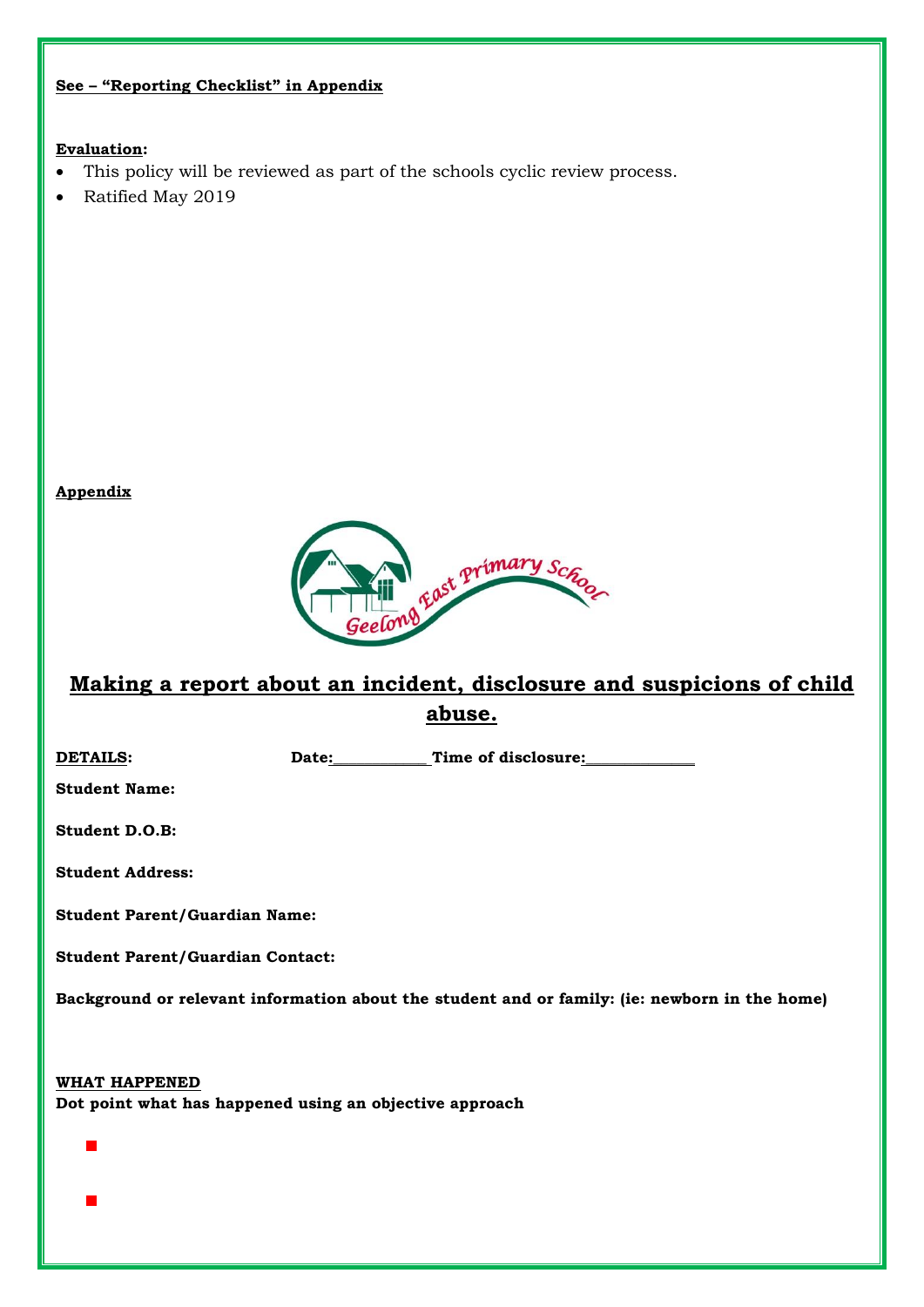**See – "Reporting Checklist" in Appendix**

**Evaluation:**

- This policy will be reviewed as part of the schools cyclic review process.
- Ratified May 2019

**Appendix**

Geelong East Primary School

## Making a report about an incident, disclosure and suspicions of child abuse.

**DETAILS:** **Date:**____________ **Time of disclosure:**_____________

**Student Name:**

**Student D.O.B:**

**Student Address:**

**Student Parent/Guardian Name:**

**Student Parent/Guardian Contact:**

**Background or relevant information about the student and or family: (ie: newborn in the home)**

**WHAT HAPPENED**

**Dot point what has happened using an objective approach**

- 
-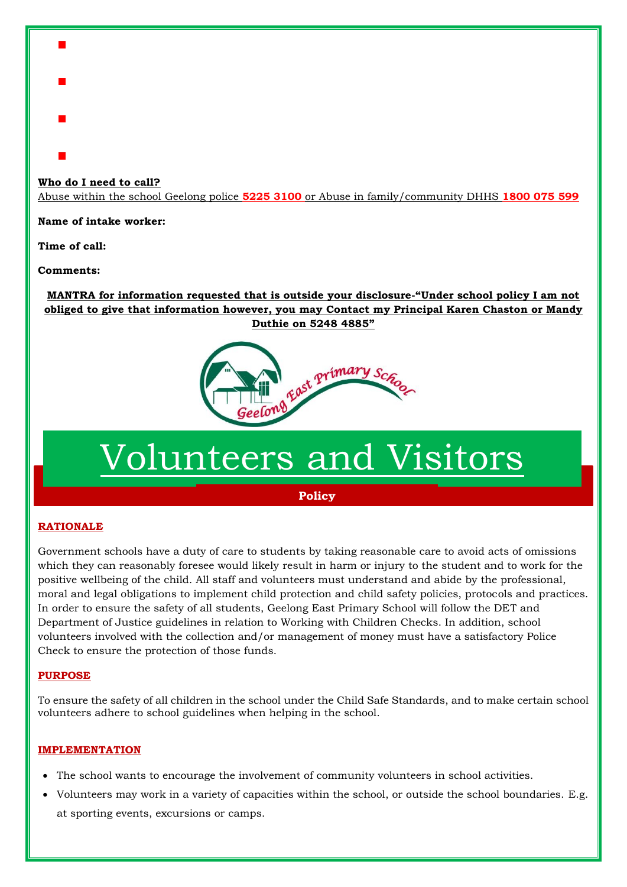**Who do I need to call?**
Abuse within the school Geelong police **5225 3100** or Abuse in family/community DHHS **1800 075 599**

**Name of intake worker:**

**Time of call:**

**Comments:**

**MANTRA for information requested that is outside your disclosure-"Under school policy I am not obliged to give that information however, you may Contact my Principal Karen Chaston or Mandy Duthie on 5248 4885"**

Geelong East Primary School

# Volunteers and Visitors

**Policy**

## RATIONALE

Government schools have a duty of care to students by taking reasonable care to avoid acts of omissions which they can reasonably foresee would likely result in harm or injury to the student and to work for the positive wellbeing of the child. All staff and volunteers must understand and abide by the professional, moral and legal obligations to implement child protection and child safety policies, protocols and practices. In order to ensure the safety of all students, Geelong East Primary School will follow the DET and Department of Justice guidelines in relation to Working with Children Checks. In addition, school volunteers involved with the collection and/or management of money must have a satisfactory Police Check to ensure the protection of those funds.

## PURPOSE

To ensure the safety of all children in the school under the Child Safe Standards, and to make certain school volunteers adhere to school guidelines when helping in the school.

## IMPLEMENTATION

- The school wants to encourage the involvement of community volunteers in school activities.
- Volunteers may work in a variety of capacities within the school, or outside the school boundaries. E.g. at sporting events, excursions or camps.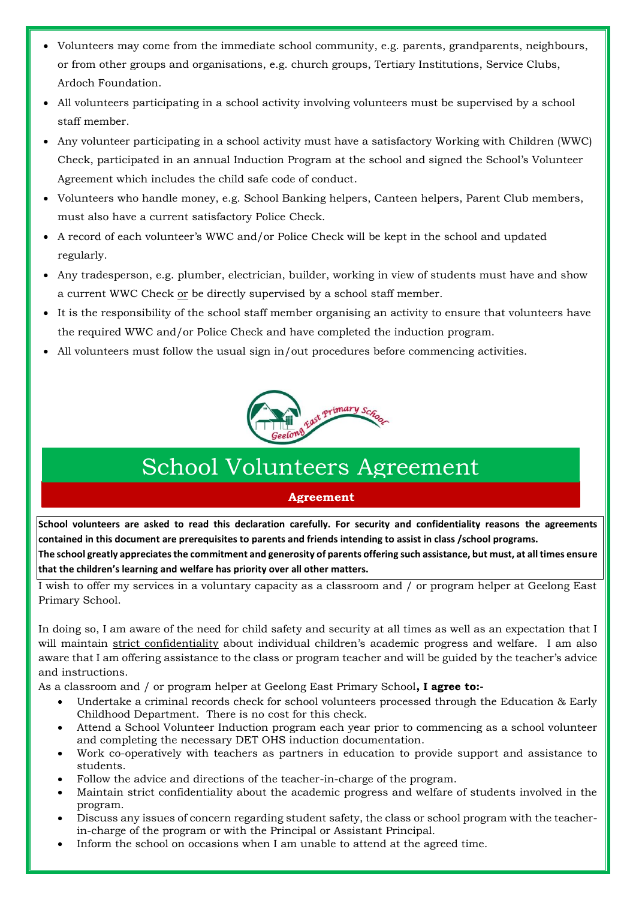- Volunteers may come from the immediate school community, e.g. parents, grandparents, neighbours, or from other groups and organisations, e.g. church groups, Tertiary Institutions, Service Clubs, Ardoch Foundation.
- All volunteers participating in a school activity involving volunteers must be supervised by a school staff member.
- Any volunteer participating in a school activity must have a satisfactory Working with Children (WWC) Check, participated in an annual Induction Program at the school and signed the School's Volunteer Agreement which includes the child safe code of conduct.
- Volunteers who handle money, e.g. School Banking helpers, Canteen helpers, Parent Club members, must also have a current satisfactory Police Check.
- A record of each volunteer's WWC and/or Police Check will be kept in the school and updated regularly.
- Any tradesperson, e.g. plumber, electrician, builder, working in view of students must have and show a current WWC Check or be directly supervised by a school staff member.
- It is the responsibility of the school staff member organising an activity to ensure that volunteers have the required WWC and/or Police Check and have completed the induction program.
- All volunteers must follow the usual sign in/out procedures before commencing activities.

Geelong East Primary School

# School Volunteers Agreement

## Agreement

**School volunteers are asked to read this declaration carefully. For security and confidentiality reasons the agreements contained in this document are prerequisites to parents and friends intending to assist in class /school programs.**
**The school greatly appreciates the commitment and generosity of parents offering such assistance, but must, at all times ensure that the children's learning and welfare has priority over all other matters.**

I wish to offer my services in a voluntary capacity as a classroom and / or program helper at Geelong East Primary School.

In doing so, I am aware of the need for child safety and security at all times as well as an expectation that I will maintain strict confidentiality about individual children's academic progress and welfare. I am also aware that I am offering assistance to the class or program teacher and will be guided by the teacher's advice and instructions.

As a classroom and / or program helper at Geelong East Primary School**, I agree to:-**

- Undertake a criminal records check for school volunteers processed through the Education & Early Childhood Department. There is no cost for this check.
- Attend a School Volunteer Induction program each year prior to commencing as a school volunteer and completing the necessary DET OHS induction documentation.
- Work co-operatively with teachers as partners in education to provide support and assistance to students.
- Follow the advice and directions of the teacher-in-charge of the program.
- Maintain strict confidentiality about the academic progress and welfare of students involved in the program.
- Discuss any issues of concern regarding student safety, the class or school program with the teacher-in-charge of the program or with the Principal or Assistant Principal.
- Inform the school on occasions when I am unable to attend at the agreed time.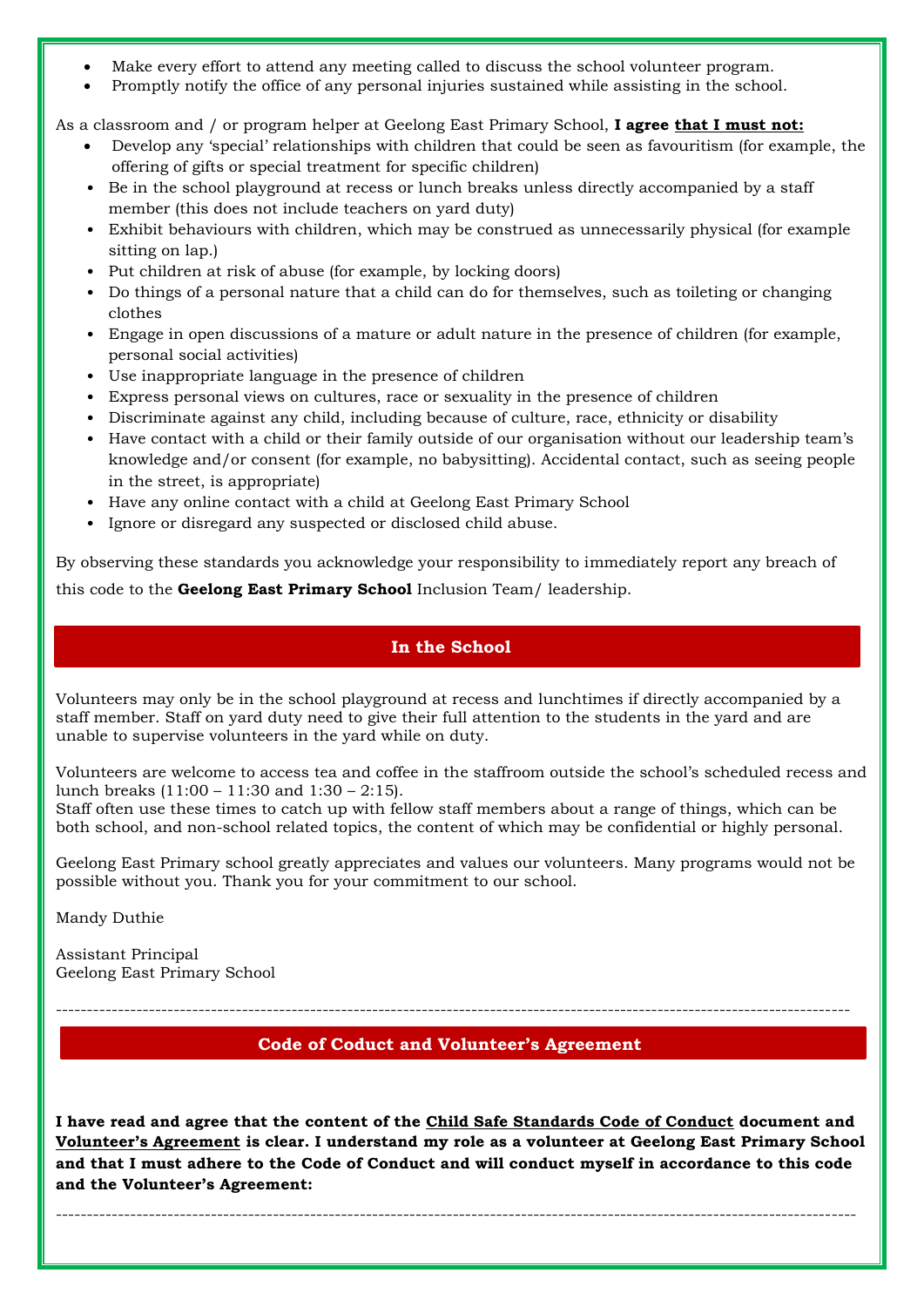- Make every effort to attend any meeting called to discuss the school volunteer program.
- Promptly notify the office of any personal injuries sustained while assisting in the school.

As a classroom and / or program helper at Geelong East Primary School, **I agree that I must not:**

- Develop any 'special' relationships with children that could be seen as favouritism (for example, the offering of gifts or special treatment for specific children)
- Be in the school playground at recess or lunch breaks unless directly accompanied by a staff member (this does not include teachers on yard duty)
- Exhibit behaviours with children, which may be construed as unnecessarily physical (for example sitting on lap.)
- Put children at risk of abuse (for example, by locking doors)
- Do things of a personal nature that a child can do for themselves, such as toileting or changing clothes
- Engage in open discussions of a mature or adult nature in the presence of children (for example, personal social activities)
- Use inappropriate language in the presence of children
- Express personal views on cultures, race or sexuality in the presence of children
- Discriminate against any child, including because of culture, race, ethnicity or disability
- Have contact with a child or their family outside of our organisation without our leadership team's knowledge and/or consent (for example, no babysitting). Accidental contact, such as seeing people in the street, is appropriate)
- Have any online contact with a child at Geelong East Primary School
- Ignore or disregard any suspected or disclosed child abuse.

By observing these standards you acknowledge your responsibility to immediately report any breach of this code to the **Geelong East Primary School** Inclusion Team/ leadership.

## In the School

Volunteers may only be in the school playground at recess and lunchtimes if directly accompanied by a staff member. Staff on yard duty need to give their full attention to the students in the yard and are unable to supervise volunteers in the yard while on duty.

Volunteers are welcome to access tea and coffee in the staffroom outside the school's scheduled recess and lunch breaks (11:00 – 11:30 and 1:30 – 2:15).
Staff often use these times to catch up with fellow staff members about a range of things, which can be both school, and non-school related topics, the content of which may be confidential or highly personal.

Geelong East Primary school greatly appreciates and values our volunteers. Many programs would not be possible without you. Thank you for your commitment to our school.

Mandy Duthie

Assistant Principal
Geelong East Primary School

---

## Code of Coduct and Volunteer's Agreement

**I have read and agree that the content of the Child Safe Standards Code of Conduct document and Volunteer's Agreement is clear. I understand my role as a volunteer at Geelong East Primary School and that I must adhere to the Code of Conduct and will conduct myself in accordance to this code and the Volunteer's Agreement:**

---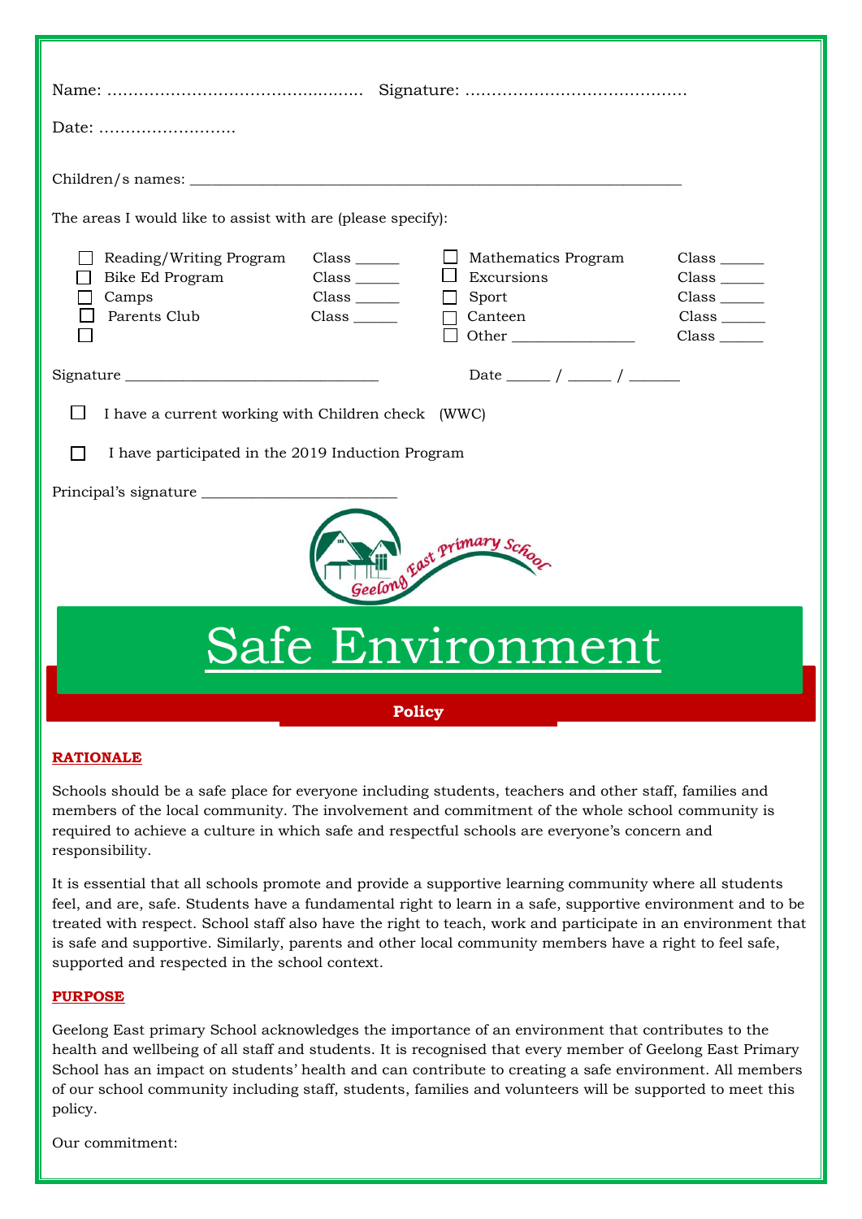Name: ................................................. Signature: ..........................................

Date: ..........................

Children/s names: ______________________________________________________________

The areas I would like to assist with are (please specify):

- ☐ Reading/Writing Program Class ______
- ☐ Bike Ed Program Class ______
- ☐ Camps Class ______
- ☐ Parents Club Class ______
- ☐
- ☐ Mathematics Program Class ______
- ☐ Excursions Class ______
- ☐ Sport Class ______
- ☐ Canteen Class ______
- ☐ Other ________________ Class ______

Signature ________________________________ Date ______ / ______ / ______

☐ I have a current working with Children check (WWC)

☐ I have participated in the 2019 Induction Program

Principal's signature _________________________

Geelong East Primary School

# Safe Environment

**Policy**

## RATIONALE

Schools should be a safe place for everyone including students, teachers and other staff, families and members of the local community. The involvement and commitment of the whole school community is required to achieve a culture in which safe and respectful schools are everyone's concern and responsibility.

It is essential that all schools promote and provide a supportive learning community where all students feel, and are, safe. Students have a fundamental right to learn in a safe, supportive environment and to be treated with respect. School staff also have the right to teach, work and participate in an environment that is safe and supportive. Similarly, parents and other local community members have a right to feel safe, supported and respected in the school context.

## PURPOSE

Geelong East primary School acknowledges the importance of an environment that contributes to the health and wellbeing of all staff and students. It is recognised that every member of Geelong East Primary School has an impact on students' health and can contribute to creating a safe environment. All members of our school community including staff, students, families and volunteers will be supported to meet this policy.

Our commitment: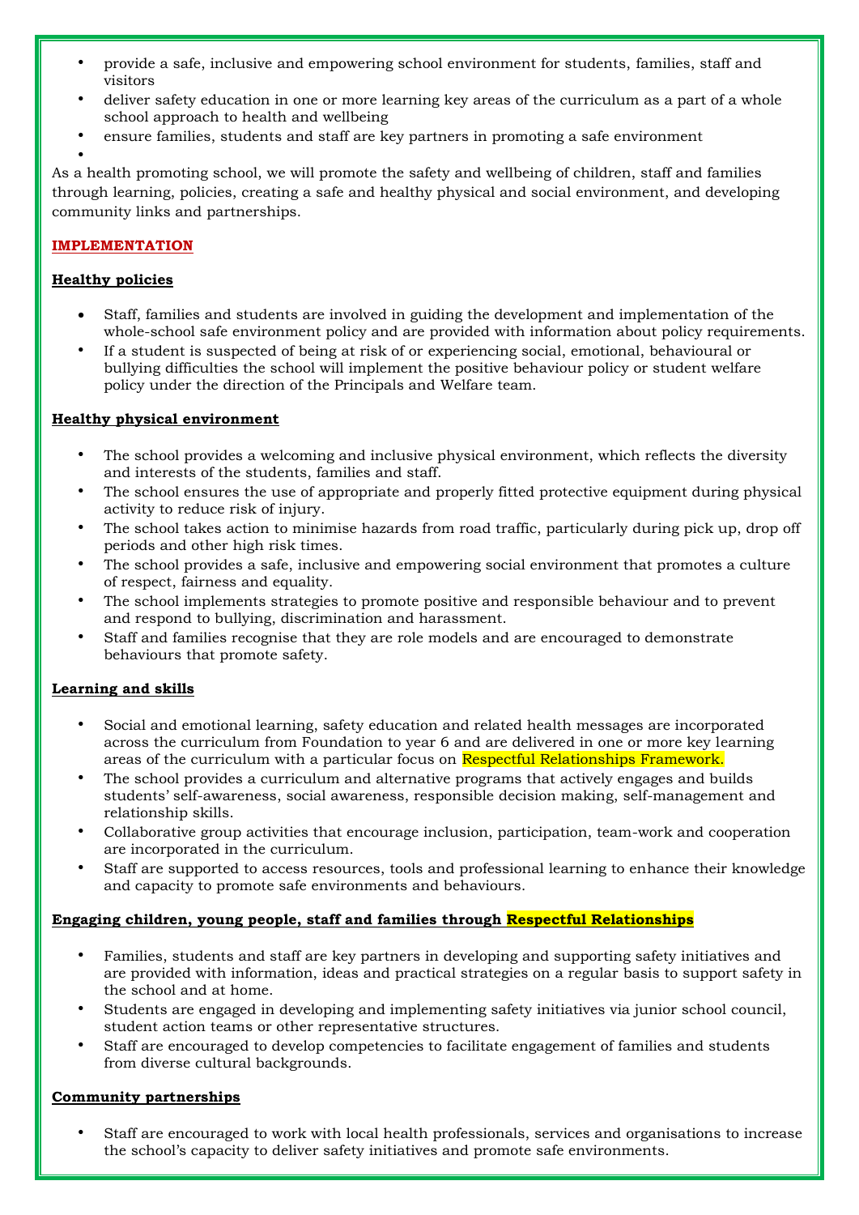- provide a safe, inclusive and empowering school environment for students, families, staff and visitors
- deliver safety education in one or more learning key areas of the curriculum as a part of a whole school approach to health and wellbeing
- ensure families, students and staff are key partners in promoting a safe environment

As a health promoting school, we will promote the safety and wellbeing of children, staff and families through learning, policies, creating a safe and healthy physical and social environment, and developing community links and partnerships.

**IMPLEMENTATION**

**Healthy policies**

- Staff, families and students are involved in guiding the development and implementation of the whole-school safe environment policy and are provided with information about policy requirements.
- If a student is suspected of being at risk of or experiencing social, emotional, behavioural or bullying difficulties the school will implement the positive behaviour policy or student welfare policy under the direction of the Principals and Welfare team.

**Healthy physical environment**

- The school provides a welcoming and inclusive physical environment, which reflects the diversity and interests of the students, families and staff.
- The school ensures the use of appropriate and properly fitted protective equipment during physical activity to reduce risk of injury.
- The school takes action to minimise hazards from road traffic, particularly during pick up, drop off periods and other high risk times.
- The school provides a safe, inclusive and empowering social environment that promotes a culture of respect, fairness and equality.
- The school implements strategies to promote positive and responsible behaviour and to prevent and respond to bullying, discrimination and harassment.
- Staff and families recognise that they are role models and are encouraged to demonstrate behaviours that promote safety.

**Learning and skills**

- Social and emotional learning, safety education and related health messages are incorporated across the curriculum from Foundation to year 6 and are delivered in one or more key learning areas of the curriculum with a particular focus on Respectful Relationships Framework.
- The school provides a curriculum and alternative programs that actively engages and builds students' self-awareness, social awareness, responsible decision making, self-management and relationship skills.
- Collaborative group activities that encourage inclusion, participation, team-work and cooperation are incorporated in the curriculum.
- Staff are supported to access resources, tools and professional learning to enhance their knowledge and capacity to promote safe environments and behaviours.

**Engaging children, young people, staff and families through Respectful Relationships**

- Families, students and staff are key partners in developing and supporting safety initiatives and are provided with information, ideas and practical strategies on a regular basis to support safety in the school and at home.
- Students are engaged in developing and implementing safety initiatives via junior school council, student action teams or other representative structures.
- Staff are encouraged to develop competencies to facilitate engagement of families and students from diverse cultural backgrounds.

**Community partnerships**

- Staff are encouraged to work with local health professionals, services and organisations to increase the school's capacity to deliver safety initiatives and promote safe environments.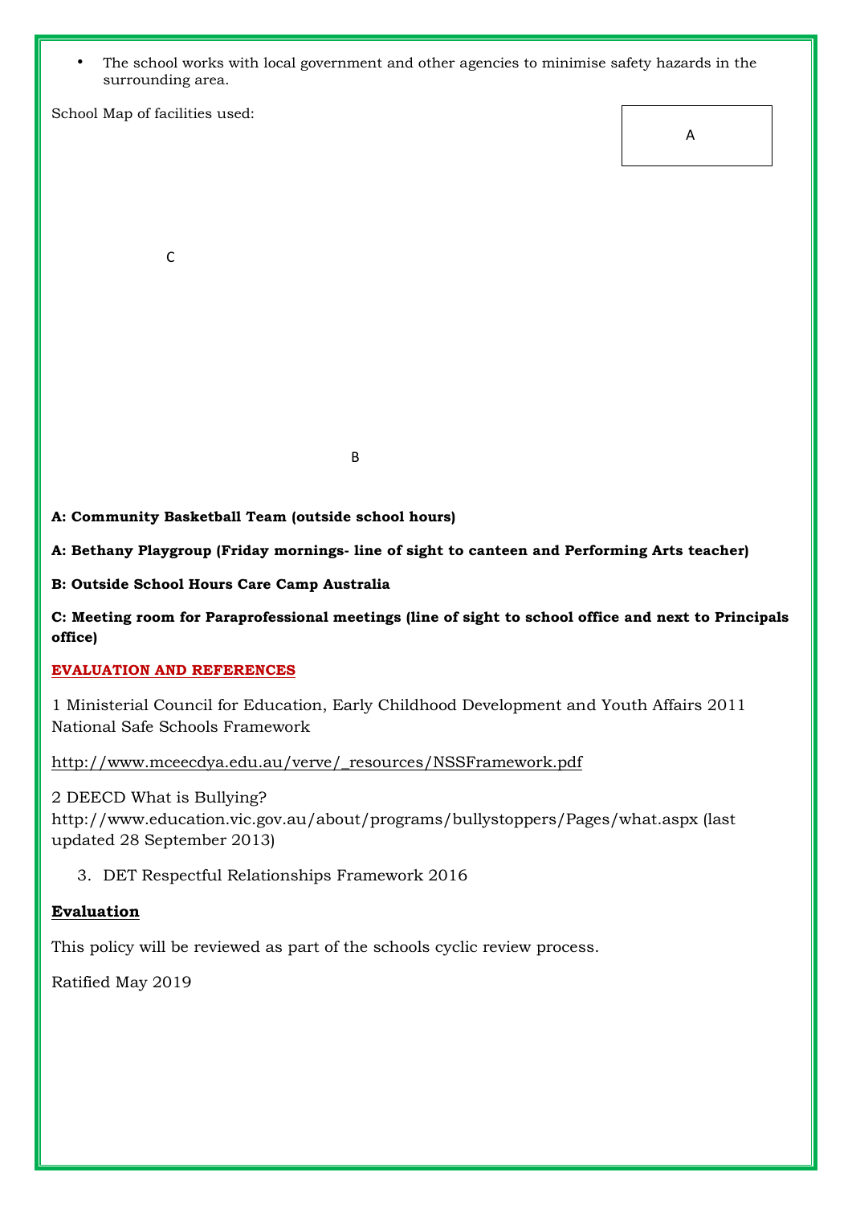- The school works with local government and other agencies to minimise safety hazards in the surrounding area.

School Map of facilities used:

A

C

B

**A: Community Basketball Team (outside school hours)**

**A: Bethany Playgroup (Friday mornings- line of sight to canteen and Performing Arts teacher)**

**B: Outside School Hours Care Camp Australia**

**C: Meeting room for Paraprofessional meetings (line of sight to school office and next to Principals office)**

## EVALUATION AND REFERENCES

1 Ministerial Council for Education, Early Childhood Development and Youth Affairs 2011 National Safe Schools Framework

http://www.mceecdya.edu.au/verve/_resources/NSSFramework.pdf

2 DEECD What is Bullying? http://www.education.vic.gov.au/about/programs/bullystoppers/Pages/what.aspx (last updated 28 September 2013)

3. DET Respectful Relationships Framework 2016

### Evaluation

This policy will be reviewed as part of the schools cyclic review process.

Ratified May 2019